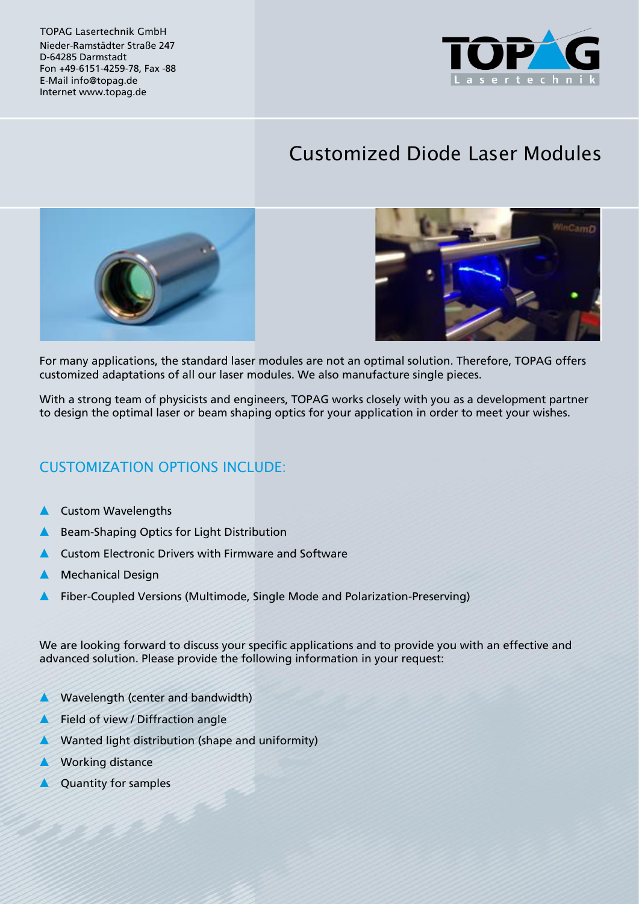TOPAG Lasertechnik GmbH
Nieder-Ramstädter Straße 247
D-64285 Darmstadt
Fon +49-6151-4259-78, Fax -88
E-Mail info@topag.de
Internet www.topag.de

# Customized Diode Laser Modules

For many applications, the standard laser modules are not an optimal solution. Therefore, TOPAG offers customized adaptations of all our laser modules. We also manufacture single pieces.

With a strong team of physicists and engineers, TOPAG works closely with you as a development partner to design the optimal laser or beam shaping optics for your application in order to meet your wishes.

## CUSTOMIZATION OPTIONS INCLUDE:

- Custom Wavelengths
- Beam-Shaping Optics for Light Distribution
- Custom Electronic Drivers with Firmware and Software
- Mechanical Design
- Fiber-Coupled Versions (Multimode, Single Mode and Polarization-Preserving)

We are looking forward to discuss your specific applications and to provide you with an effective and advanced solution. Please provide the following information in your request:

- Wavelength (center and bandwidth)
- Field of view / Diffraction angle
- Wanted light distribution (shape and uniformity)
- Working distance
- Quantity for samples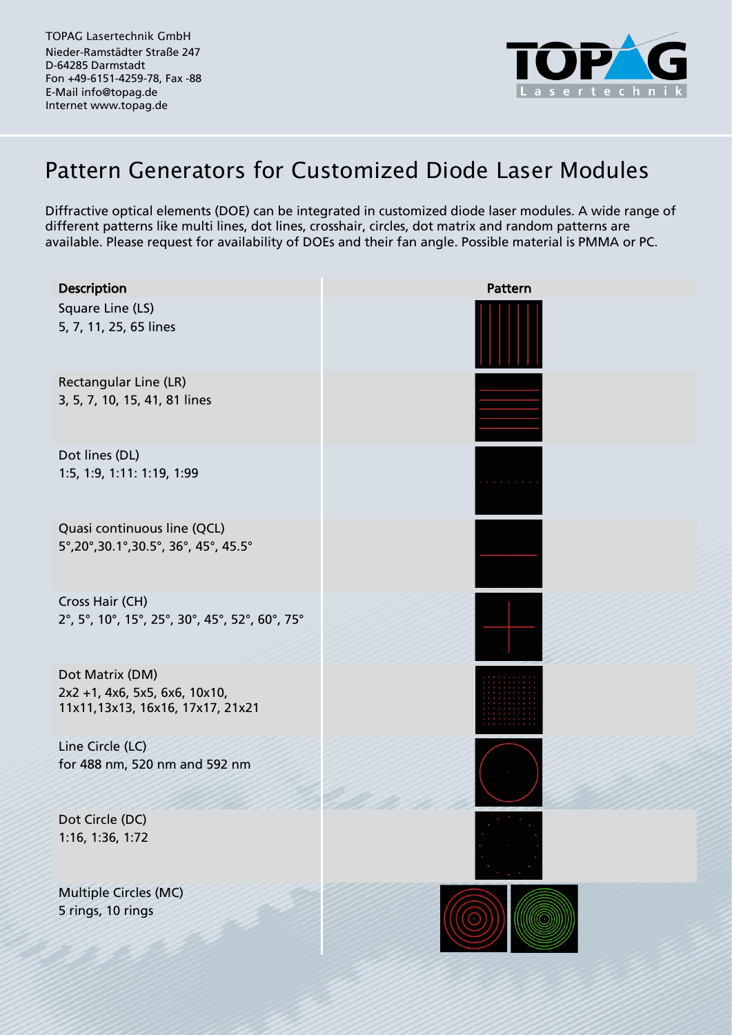TOPAG Lasertechnik GmbH
Nieder-Ramstädter Straße 247
D-64285 Darmstadt
Fon +49-6151-4259-78, Fax -88
E-Mail info@topag.de
Internet www.topag.de

# Pattern Generators for Customized Diode Laser Modules

Diffractive optical elements (DOE) can be integrated in customized diode laser modules. A wide range of different patterns like multi lines, dot lines, crosshair, circles, dot matrix and random patterns are available. Please request for availability of DOEs and their fan angle. Possible material is PMMA or PC.

| Description | Pattern |
|---|---|
| Square Line (LS)<br>5, 7, 11, 25, 65 lines | |
| Rectangular Line (LR)<br>3, 5, 7, 10, 15, 41, 81 lines | |
| Dot lines (DL)<br>1:5, 1:9, 1:11: 1:19, 1:99 | |
| Quasi continuous line (QCL)<br>5°,20°,30.1°,30.5°, 36°, 45°, 45.5° | |
| Cross Hair (CH)<br>2°, 5°, 10°, 15°, 25°, 30°, 45°, 52°, 60°, 75° | |
| Dot Matrix (DM)<br>2x2 +1, 4x6, 5x5, 6x6, 10x10,<br>11x11,13x13, 16x16, 17x17, 21x21 | |
| Line Circle (LC)<br>for 488 nm, 520 nm and 592 nm | |
| Dot Circle (DC)<br>1:16, 1:36, 1:72 | |
| Multiple Circles (MC)<br>5 rings, 10 rings | |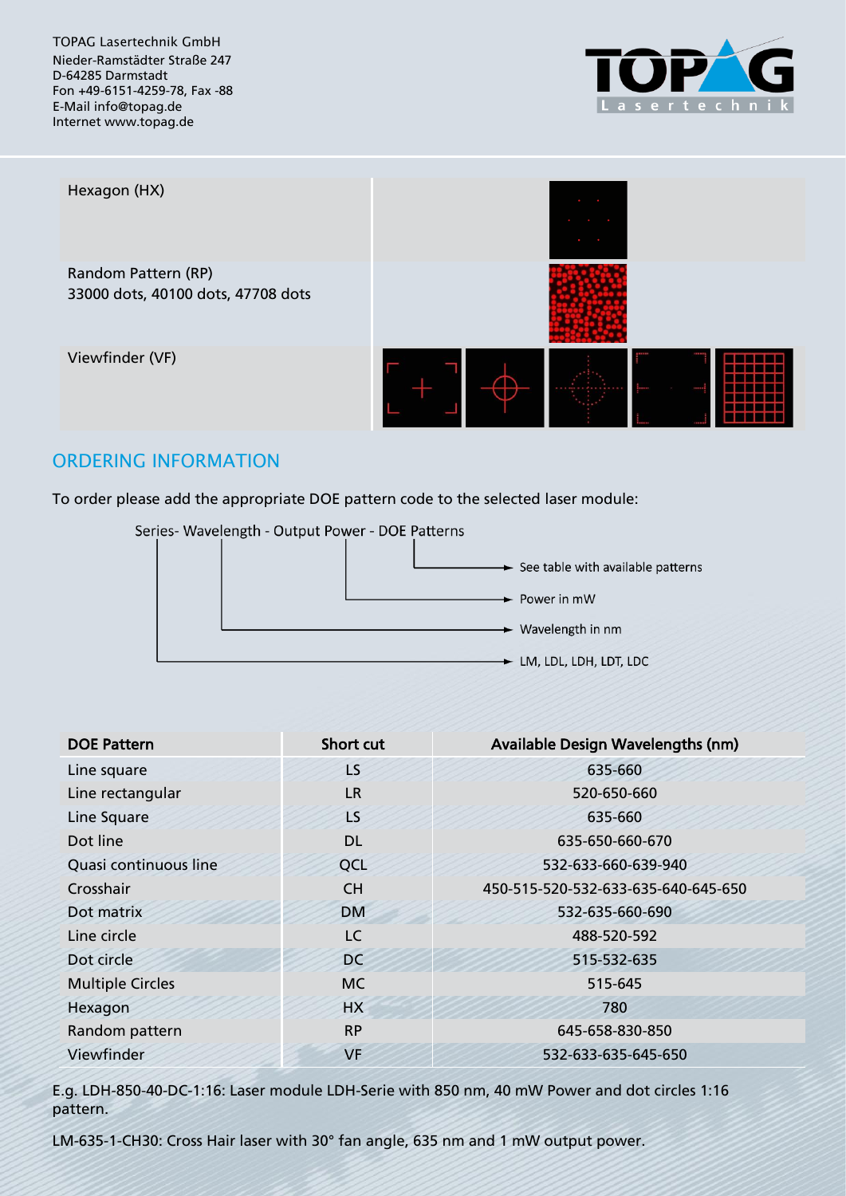TOPAG Lasertechnik GmbH
Nieder-Ramstädter Straße 247
D-64285 Darmstadt
Fon +49-6151-4259-78, Fax -88
E-Mail info@topag.de
Internet www.topag.de

| | |
|---|---|
| Hexagon (HX) | |
| Random Pattern (RP)<br>33000 dots, 40100 dots, 47708 dots | |
| Viewfinder (VF) | |

## ORDERING INFORMATION

To order please add the appropriate DOE pattern code to the selected laser module:

Series- Wavelength - Output Power - DOE Patterns

- DOE Patterns → See table with available patterns
- Output Power → Power in mW
- Wavelength → Wavelength in nm
- Series → LM, LDL, LDH, LDT, LDC

| DOE Pattern | Short cut | Available Design Wavelengths (nm) |
|---|---|---|
| Line square | LS | 635-660 |
| Line rectangular | LR | 520-650-660 |
| Line Square | LS | 635-660 |
| Dot line | DL | 635-650-660-670 |
| Quasi continuous line | QCL | 532-633-660-639-940 |
| Crosshair | CH | 450-515-520-532-633-635-640-645-650 |
| Dot matrix | DM | 532-635-660-690 |
| Line circle | LC | 488-520-592 |
| Dot circle | DC | 515-532-635 |
| Multiple Circles | MC | 515-645 |
| Hexagon | HX | 780 |
| Random pattern | RP | 645-658-830-850 |
| Viewfinder | VF | 532-633-635-645-650 |

E.g. LDH-850-40-DC-1:16: Laser module LDH-Serie with 850 nm, 40 mW Power and dot circles 1:16 pattern.

LM-635-1-CH30: Cross Hair laser with 30° fan angle, 635 nm and 1 mW output power.